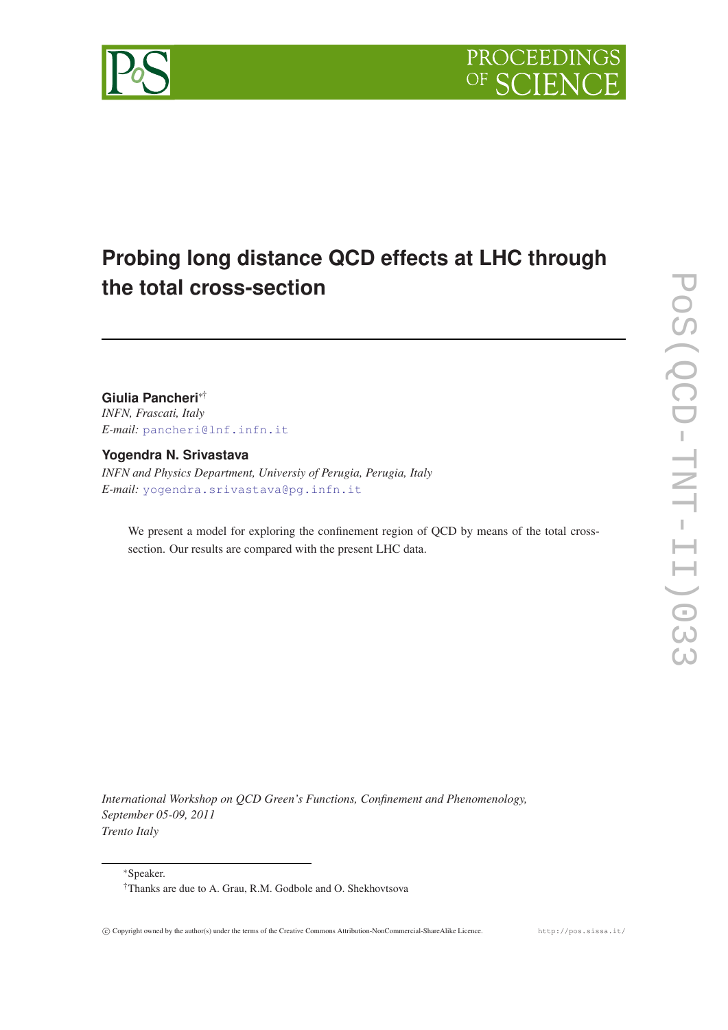# Probing long distance QCD effects at LHC through the total cross-section

**Giulia Pancheri**[∗†]
*INFN, Frascati, Italy*
*E-mail:* pancheri@lnf.infn.it

**Yogendra N. Srivastava**
*INFN and Physics Department, Universiy of Perugia, Perugia, Italy*
*E-mail:* yogendra.srivastava@pg.infn.it

We present a model for exploring the confinement region of QCD by means of the total cross-section. Our results are compared with the present LHC data.

*International Workshop on QCD Green's Functions, Confinement and Phenomenology,*
*September 05-09, 2011*
*Trento Italy*

[∗]Speaker.

[†]Thanks are due to A. Grau, R.M. Godbole and O. Shekhovtsova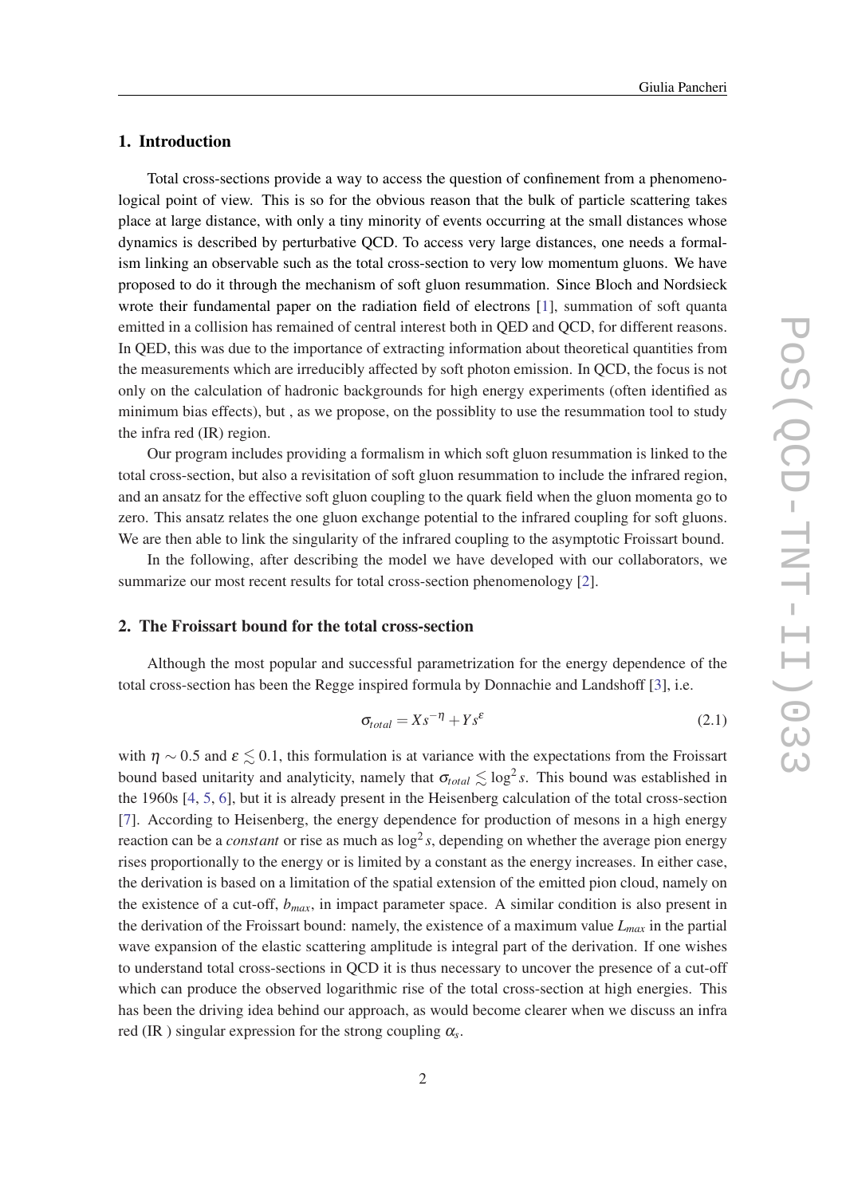## 1. Introduction

Total cross-sections provide a way to access the question of confinement from a phenomenological point of view. This is so for the obvious reason that the bulk of particle scattering takes place at large distance, with only a tiny minority of events occurring at the small distances whose dynamics is described by perturbative QCD. To access very large distances, one needs a formalism linking an observable such as the total cross-section to very low momentum gluons. We have proposed to do it through the mechanism of soft gluon resummation. Since Bloch and Nordsieck wrote their fundamental paper on the radiation field of electrons [1], summation of soft quanta emitted in a collision has remained of central interest both in QED and QCD, for different reasons. In QED, this was due to the importance of extracting information about theoretical quantities from the measurements which are irreducibly affected by soft photon emission. In QCD, the focus is not only on the calculation of hadronic backgrounds for high energy experiments (often identified as minimum bias effects), but , as we propose, on the possiblity to use the resummation tool to study the infra red (IR) region.

Our program includes providing a formalism in which soft gluon resummation is linked to the total cross-section, but also a revisitation of soft gluon resummation to include the infrared region, and an ansatz for the effective soft gluon coupling to the quark field when the gluon momenta go to zero. This ansatz relates the one gluon exchange potential to the infrared coupling for soft gluons. We are then able to link the singularity of the infrared coupling to the asymptotic Froissart bound.

In the following, after describing the model we have developed with our collaborators, we summarize our most recent results for total cross-section phenomenology [2].

## 2. The Froissart bound for the total cross-section

Although the most popular and successful parametrization for the energy dependence of the total cross-section has been the Regge inspired formula by Donnachie and Landshoff [3], i.e.

$$\sigma_{total} = Xs^{-\eta} + Ys^{\varepsilon} \tag{2.1}$$

with $\eta \sim 0.5$ and $\varepsilon \lesssim 0.1$, this formulation is at variance with the expectations from the Froissart bound based unitarity and analyticity, namely that $\sigma_{total} \lesssim \log^2 s$. This bound was established in the 1960s [4, 5, 6], but it is already present in the Heisenberg calculation of the total cross-section [7]. According to Heisenberg, the energy dependence for production of mesons in a high energy reaction can be a *constant* or rise as much as $\log^2 s$, depending on whether the average pion energy rises proportionally to the energy or is limited by a constant as the energy increases. In either case, the derivation is based on a limitation of the spatial extension of the emitted pion cloud, namely on the existence of a cut-off, $b_{max}$, in impact parameter space. A similar condition is also present in the derivation of the Froissart bound: namely, the existence of a maximum value $L_{max}$ in the partial wave expansion of the elastic scattering amplitude is integral part of the derivation. If one wishes to understand total cross-sections in QCD it is thus necessary to uncover the presence of a cut-off which can produce the observed logarithmic rise of the total cross-section at high energies. This has been the driving idea behind our approach, as would become clearer when we discuss an infra red (IR ) singular expression for the strong coupling $\alpha_s$.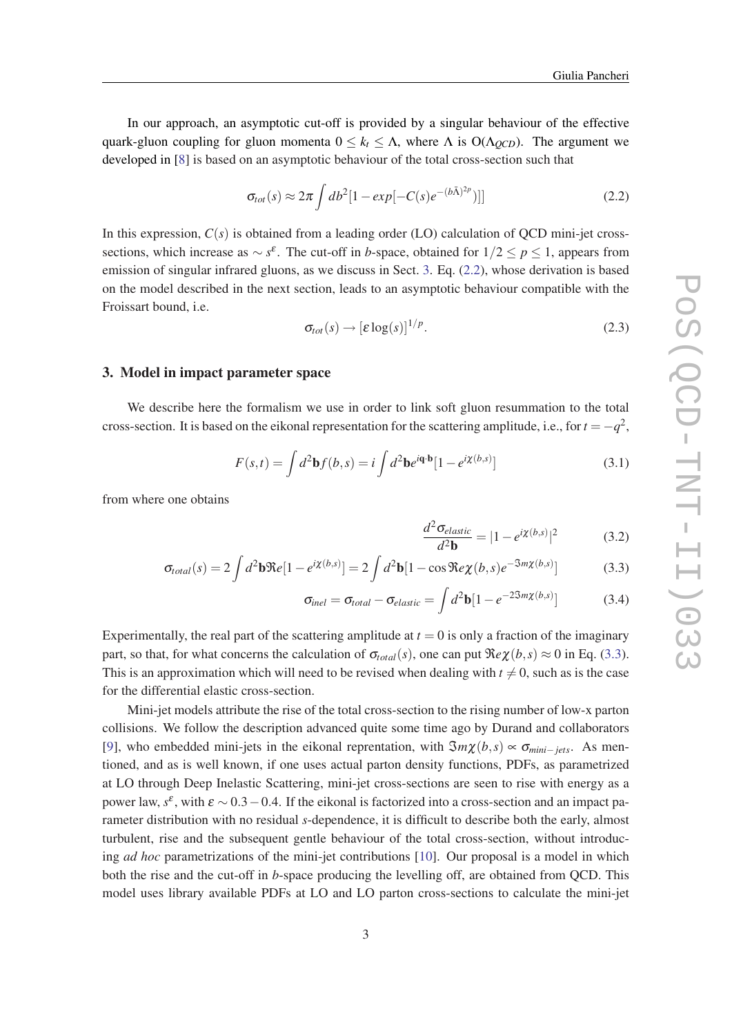In our approach, an asymptotic cut-off is provided by a singular behaviour of the effective quark-gluon coupling for gluon momenta $0 \leq k_t \leq \Lambda$, where $\Lambda$ is $O(\Lambda_{QCD})$. The argument we developed in [8] is based on an asymptotic behaviour of the total cross-section such that

$$\sigma_{tot}(s) \approx 2\pi \int db^2 [1 - exp[-C(s)e^{-(b\bar{\Lambda})^{2p}})]] \tag{2.2}$$

In this expression, $C(s)$ is obtained from a leading order (LO) calculation of QCD mini-jet cross-sections, which increase as $\sim s^{\varepsilon}$. The cut-off in $b$-space, obtained for $1/2 \leq p \leq 1$, appears from emission of singular infrared gluons, as we discuss in Sect. 3. Eq. (2.2), whose derivation is based on the model described in the next section, leads to an asymptotic behaviour compatible with the Froissart bound, i.e.

$$\sigma_{tot}(s) \rightarrow [\varepsilon \log(s)]^{1/p}. \tag{2.3}$$

## 3. Model in impact parameter space

We describe here the formalism we use in order to link soft gluon resummation to the total cross-section. It is based on the eikonal representation for the scattering amplitude, i.e., for $t = -q^2$,

$$F(s,t) = \int d^2\mathbf{b} f(b,s) = i \int d^2\mathbf{b} e^{i\mathbf{q}\cdot\mathbf{b}} [1 - e^{i\chi(b,s)}] \tag{3.1}$$

from where one obtains

$$\frac{d^2\sigma_{elastic}}{d^2\mathbf{b}} = |1 - e^{i\chi(b,s)}|^2 \tag{3.2}$$

$$\sigma_{total}(s) = 2\int d^2\mathbf{b} \Re e[1 - e^{i\chi(b,s)}] = 2\int d^2\mathbf{b} [1 - \cos \Re e\chi(b,s) e^{-\Im m\chi(b,s)}] \tag{3.3}$$

$$\sigma_{inel} = \sigma_{total} - \sigma_{elastic} = \int d^2\mathbf{b} [1 - e^{-2\Im m\chi(b,s)}] \tag{3.4}$$

Experimentally, the real part of the scattering amplitude at $t = 0$ is only a fraction of the imaginary part, so that, for what concerns the calculation of $\sigma_{total}(s)$, one can put $\Re e\chi(b,s) \approx 0$ in Eq. (3.3). This is an approximation which will need to be revised when dealing with $t \neq 0$, such as is the case for the differential elastic cross-section.

Mini-jet models attribute the rise of the total cross-section to the rising number of low-x parton collisions. We follow the description advanced quite some time ago by Durand and collaborators [9], who embedded mini-jets in the eikonal reprentation, with $\Im m\chi(b,s) \propto \sigma_{mini-jets}$. As mentioned, and as is well known, if one uses actual parton density functions, PDFs, as parametrized at LO through Deep Inelastic Scattering, mini-jet cross-sections are seen to rise with energy as a power law, $s^{\varepsilon}$, with $\varepsilon \sim 0.3 - 0.4$. If the eikonal is factorized into a cross-section and an impact parameter distribution with no residual $s$-dependence, it is difficult to describe both the early, almost turbulent, rise and the subsequent gentle behaviour of the total cross-section, without introducing *ad hoc* parametrizations of the mini-jet contributions [10]. Our proposal is a model in which both the rise and the cut-off in $b$-space producing the levelling off, are obtained from QCD. This model uses library available PDFs at LO and LO parton cross-sections to calculate the mini-jet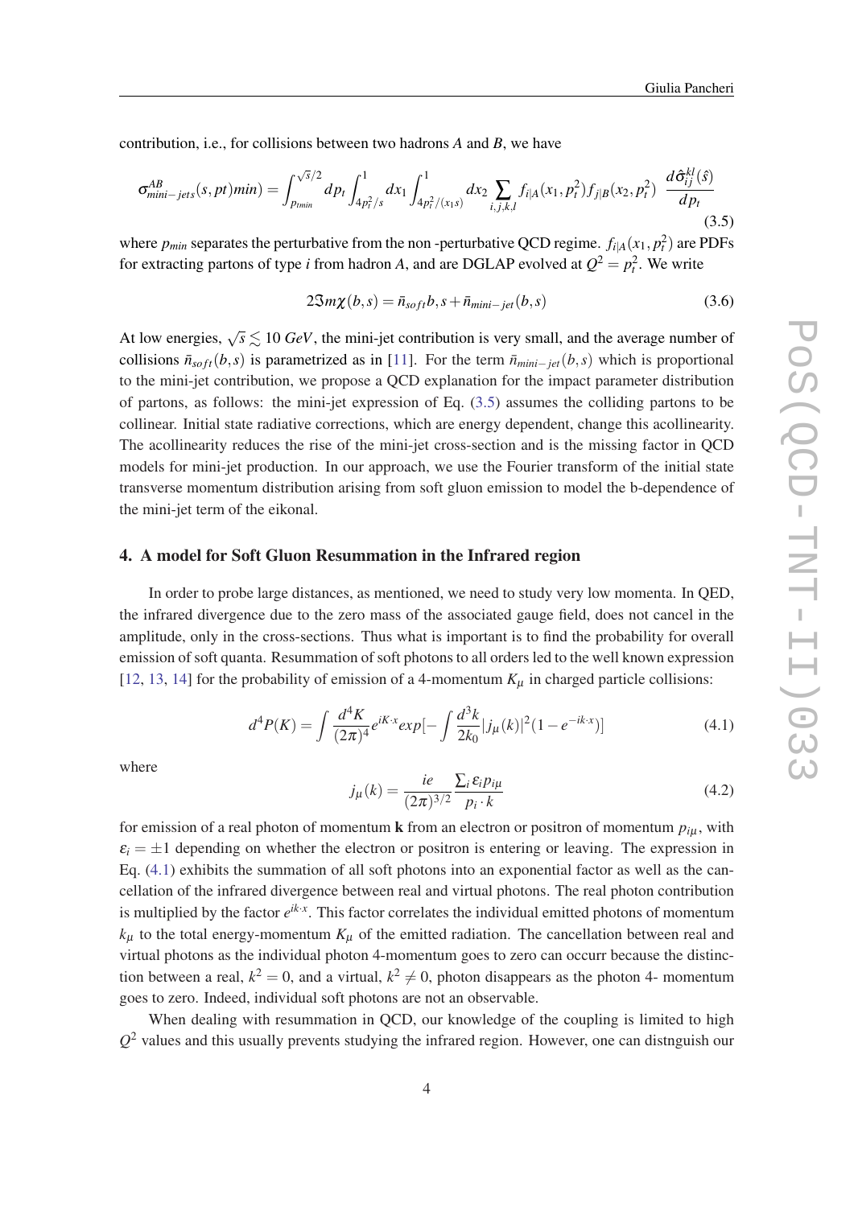contribution, i.e., for collisions between two hadrons $A$ and $B$, we have

$$\sigma^{AB}_{mini-jets}(s,pt)min) = \int_{p_{tmin}}^{\sqrt{s}/2} dp_t \int_{4p_t^2/s}^{1} dx_1 \int_{4p_t^2/(x_1 s)}^{1} dx_2 \sum_{i,j,k,l} f_{i|A}(x_1,p_t^2) f_{j|B}(x_2,p_t^2) \; \frac{d\hat{\sigma}^{kl}_{ij}(\hat{s})}{dp_t} \tag{3.5}$$

where $p_{min}$ separates the perturbative from the non -perturbative QCD regime. $f_{i|A}(x_1,p_t^2)$ are PDFs for extracting partons of type $i$ from hadron $A$, and are DGLAP evolved at $Q^2 = p_t^2$. We write

$$2\Im m\chi(b,s) = \bar{n}_{soft} b, s + \bar{n}_{mini-jet}(b,s) \tag{3.6}$$

At low energies, $\sqrt{s} \lesssim 10\ GeV$, the mini-jet contribution is very small, and the average number of collisions $\bar{n}_{soft}(b,s)$ is parametrized as in [11]. For the term $\bar{n}_{mini-jet}(b,s)$ which is proportional to the mini-jet contribution, we propose a QCD explanation for the impact parameter distribution of partons, as follows: the mini-jet expression of Eq. (3.5) assumes the colliding partons to be collinear. Initial state radiative corrections, which are energy dependent, change this acollinearity. The acollinearity reduces the rise of the mini-jet cross-section and is the missing factor in QCD models for mini-jet production. In our approach, we use the Fourier transform of the initial state transverse momentum distribution arising from soft gluon emission to model the b-dependence of the mini-jet term of the eikonal.

## 4. A model for Soft Gluon Resummation in the Infrared region

In order to probe large distances, as mentioned, we need to study very low momenta. In QED, the infrared divergence due to the zero mass of the associated gauge field, does not cancel in the amplitude, only in the cross-sections. Thus what is important is to find the probability for overall emission of soft quanta. Resummation of soft photons to all orders led to the well known expression [12, 13, 14] for the probability of emission of a 4-momentum $K_\mu$ in charged particle collisions:

$$d^4P(K) = \int \frac{d^4K}{(2\pi)^4} e^{iK\cdot x} exp[-\int \frac{d^3k}{2k_0} |j_\mu(k)|^2 (1-e^{-ik\cdot x})] \tag{4.1}$$

where

$$j_\mu(k) = \frac{ie}{(2\pi)^{3/2}} \frac{\sum_i \varepsilon_i p_{i\mu}}{p_i \cdot k} \tag{4.2}$$

for emission of a real photon of momentum $\mathbf{k}$ from an electron or positron of momentum $p_{i\mu}$, with $\varepsilon_i = \pm 1$ depending on whether the electron or positron is entering or leaving. The expression in Eq. (4.1) exhibits the summation of all soft photons into an exponential factor as well as the cancellation of the infrared divergence between real and virtual photons. The real photon contribution is multiplied by the factor $e^{ik\cdot x}$. This factor correlates the individual emitted photons of momentum $k_\mu$ to the total energy-momentum $K_\mu$ of the emitted radiation. The cancellation between real and virtual photons as the individual photon 4-momentum goes to zero can occurr because the distinction between a real, $k^2 = 0$, and a virtual, $k^2 \neq 0$, photon disappears as the photon 4- momentum goes to zero. Indeed, individual soft photons are not an observable.

When dealing with resummation in QCD, our knowledge of the coupling is limited to high $Q^2$ values and this usually prevents studying the infrared region. However, one can distnguish our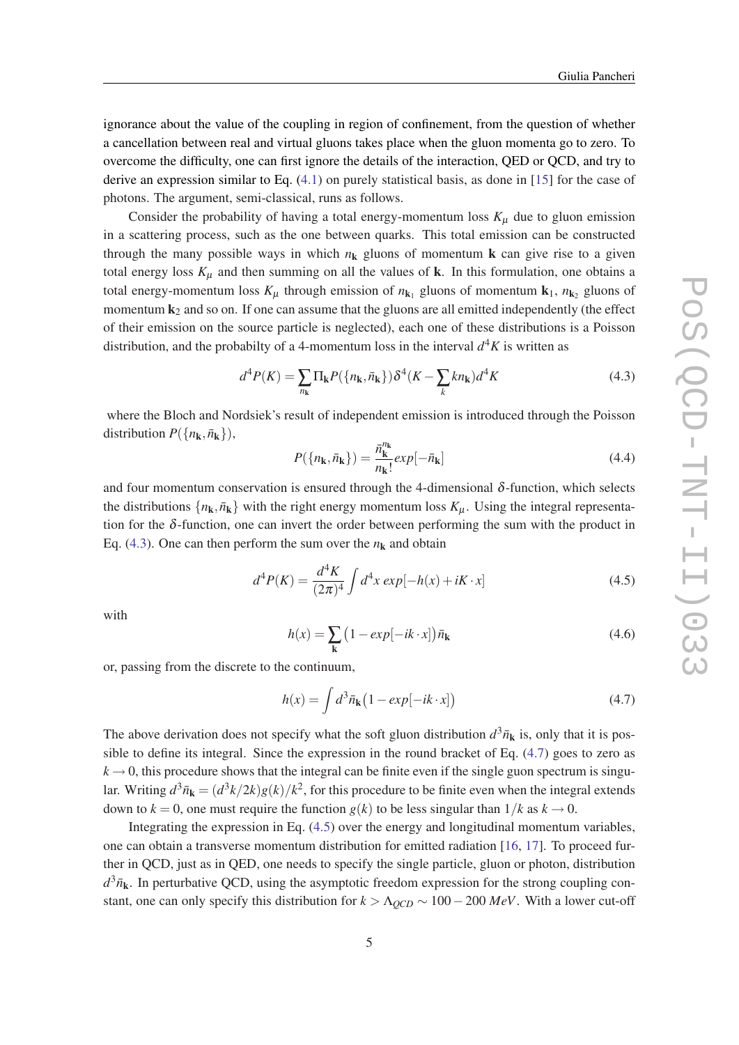ignorance about the value of the coupling in region of confinement, from the question of whether a cancellation between real and virtual gluons takes place when the gluon momenta go to zero. To overcome the difficulty, one can first ignore the details of the interaction, QED or QCD, and try to derive an expression similar to Eq. (4.1) on purely statistical basis, as done in [15] for the case of photons. The argument, semi-classical, runs as follows.

Consider the probability of having a total energy-momentum loss $K_\mu$ due to gluon emission in a scattering process, such as the one between quarks. This total emission can be constructed through the many possible ways in which $n_{\mathbf{k}}$ gluons of momentum $\mathbf{k}$ can give rise to a given total energy loss $K_\mu$ and then summing on all the values of $\mathbf{k}$. In this formulation, one obtains a total energy-momentum loss $K_\mu$ through emission of $n_{\mathbf{k}_1}$ gluons of momentum $\mathbf{k}_1$, $n_{\mathbf{k}_2}$ gluons of momentum $\mathbf{k}_2$ and so on. If one can assume that the gluons are all emitted independently (the effect of their emission on the source particle is neglected), each one of these distributions is a Poisson distribution, and the probabilty of a 4-momentum loss in the interval $d^4K$ is written as

$$d^4P(K) = \sum_{n_{\mathbf{k}}} \Pi_{\mathbf{k}} P(\{n_{\mathbf{k}}, \bar{n}_{\mathbf{k}}\}) \delta^4(K - \sum_k k n_{\mathbf{k}}) d^4K \tag{4.3}$$

where the Bloch and Nordsiek's result of independent emission is introduced through the Poisson distribution $P(\{n_{\mathbf{k}}, \bar{n}_{\mathbf{k}}\})$,

$$P(\{n_{\mathbf{k}}, \bar{n}_{\mathbf{k}}\}) = \frac{\bar{n}_{\mathbf{k}}^{n_{\mathbf{k}}}}{n_{\mathbf{k}}!} exp[-\bar{n}_{\mathbf{k}}] \tag{4.4}$$

and four momentum conservation is ensured through the 4-dimensional $\delta$-function, which selects the distributions $\{n_{\mathbf{k}}, \bar{n}_{\mathbf{k}}\}$ with the right energy momentum loss $K_\mu$. Using the integral representation for the $\delta$-function, one can invert the order between performing the sum with the product in Eq. (4.3). One can then perform the sum over the $n_{\mathbf{k}}$ and obtain

$$d^4P(K) = \frac{d^4K}{(2\pi)^4} \int d^4x \, exp[-h(x) + iK \cdot x] \tag{4.5}$$

with

$$h(x) = \sum_{\mathbf{k}} \big(1 - exp[-ik \cdot x]\big) \bar{n}_{\mathbf{k}} \tag{4.6}$$

or, passing from the discrete to the continuum,

$$h(x) = \int d^3\bar{n}_{\mathbf{k}} \big(1 - exp[-ik \cdot x]\big) \tag{4.7}$$

The above derivation does not specify what the soft gluon distribution $d^3\bar{n}_{\mathbf{k}}$ is, only that it is possible to define its integral. Since the expression in the round bracket of Eq. (4.7) goes to zero as $k \to 0$, this procedure shows that the integral can be finite even if the single guon spectrum is singular. Writing $d^3\bar{n}_{\mathbf{k}} = (d^3k/2k) g(k)/k^2$, for this procedure to be finite even when the integral extends down to $k = 0$, one must require the function $g(k)$ to be less singular than $1/k$ as $k \to 0$.

Integrating the expression in Eq. (4.5) over the energy and longitudinal momentum variables, one can obtain a transverse momentum distribution for emitted radiation [16, 17]. To proceed further in QCD, just as in QED, one needs to specify the single particle, gluon or photon, distribution $d^3\bar{n}_{\mathbf{k}}$. In perturbative QCD, using the asymptotic freedom expression for the strong coupling constant, one can only specify this distribution for $k > \Lambda_{QCD} \sim 100 - 200 \, MeV$. With a lower cut-off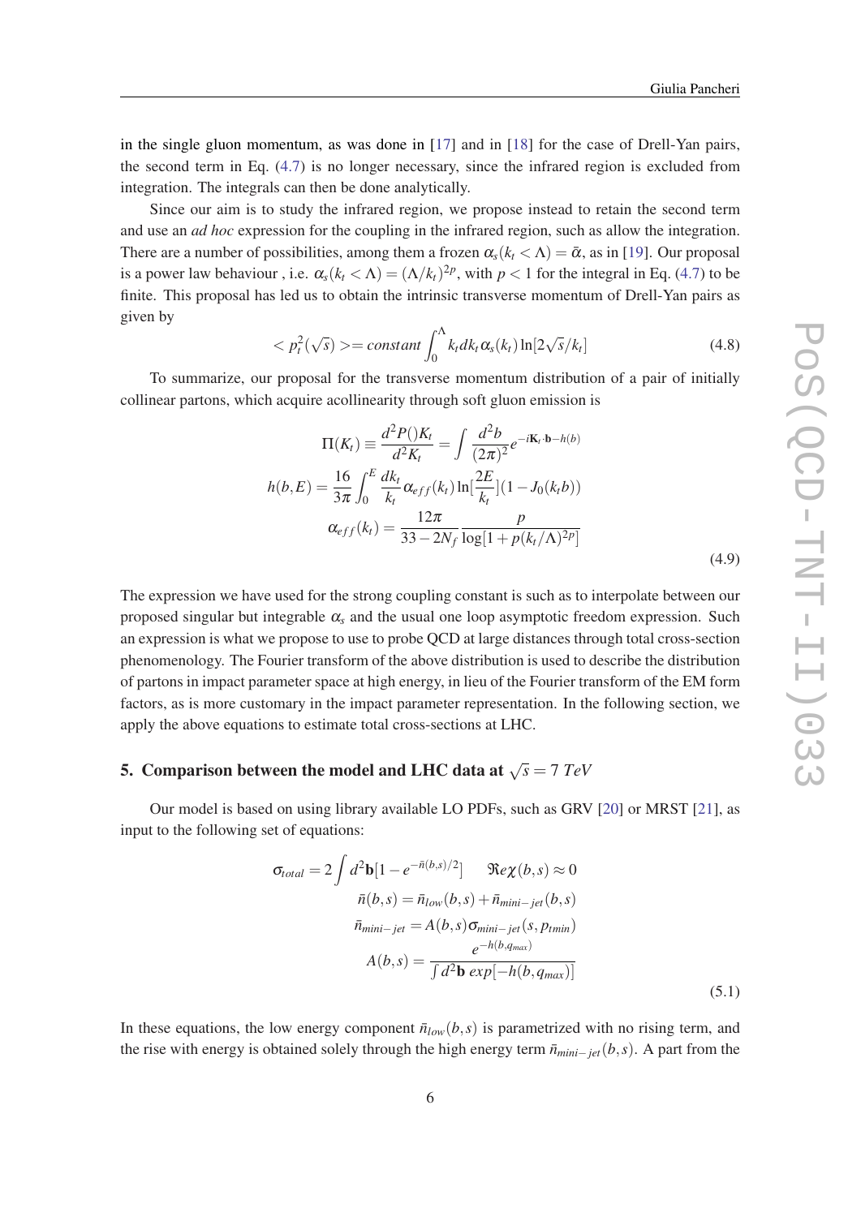in the single gluon momentum, as was done in [17] and in [18] for the case of Drell-Yan pairs, the second term in Eq. (4.7) is no longer necessary, since the infrared region is excluded from integration. The integrals can then be done analytically.

Since our aim is to study the infrared region, we propose instead to retain the second term and use an *ad hoc* expression for the coupling in the infrared region, such as allow the integration. There are a number of possibilities, among them a frozen $\alpha_s(k_t < \Lambda) = \bar{\alpha}$, as in [19]. Our proposal is a power law behaviour , i.e. $\alpha_s(k_t < \Lambda) = (\Lambda/k_t)^{2p}$, with $p < 1$ for the integral in Eq. (4.7) to be finite. This proposal has led us to obtain the intrinsic transverse momentum of Drell-Yan pairs as given by

$$< p_t^2(\sqrt{s}) >= constant \int_0^\Lambda k_t dk_t \alpha_s(k_t) \ln[2\sqrt{s}/k_t] \tag{4.8}$$

To summarize, our proposal for the transverse momentum distribution of a pair of initially collinear partons, which acquire acollinearity through soft gluon emission is

$$\begin{aligned}
\Pi(K_t) &\equiv \frac{d^2P()K_t}{d^2K_t} = \int \frac{d^2b}{(2\pi)^2} e^{-i\mathbf{K}_t\cdot\mathbf{b} - h(b)} \\
h(b,E) &= \frac{16}{3\pi}\int_0^E \frac{dk_t}{k_t}\alpha_{eff}(k_t)\ln[\frac{2E}{k_t}](1 - J_0(k_t b)) \\
\alpha_{eff}(k_t) &= \frac{12\pi}{33 - 2N_f}\frac{p}{\log[1 + p(k_t/\Lambda)^{2p}]}
\end{aligned} \tag{4.9}$$

The expression we have used for the strong coupling constant is such as to interpolate between our proposed singular but integrable $\alpha_s$ and the usual one loop asymptotic freedom expression. Such an expression is what we propose to use to probe QCD at large distances through total cross-section phenomenology. The Fourier transform of the above distribution is used to describe the distribution of partons in impact parameter space at high energy, in lieu of the Fourier transform of the EM form factors, as is more customary in the impact parameter representation. In the following section, we apply the above equations to estimate total cross-sections at LHC.

## 5. Comparison between the model and LHC data at $\sqrt{s} = 7\ TeV$

Our model is based on using library available LO PDFs, such as GRV [20] or MRST [21], as input to the following set of equations:

$$\begin{aligned}
\sigma_{total} &= 2\int d^2\mathbf{b}[1 - e^{-\bar{n}(b,s)/2}] \qquad \Re e\chi(b,s) \approx 0 \\
\bar{n}(b,s) &= \bar{n}_{low}(b,s) + \bar{n}_{mini-jet}(b,s) \\
\bar{n}_{mini-jet} &= A(b,s)\sigma_{mini-jet}(s,p_{tmin}) \\
A(b,s) &= \frac{e^{-h(b,q_{max})}}{\int d^2\mathbf{b}\ exp[-h(b,q_{max})]}
\end{aligned} \tag{5.1}$$

In these equations, the low energy component $\bar{n}_{low}(b,s)$ is parametrized with no rising term, and the rise with energy is obtained solely through the high energy term $\bar{n}_{mini-jet}(b,s)$. A part from the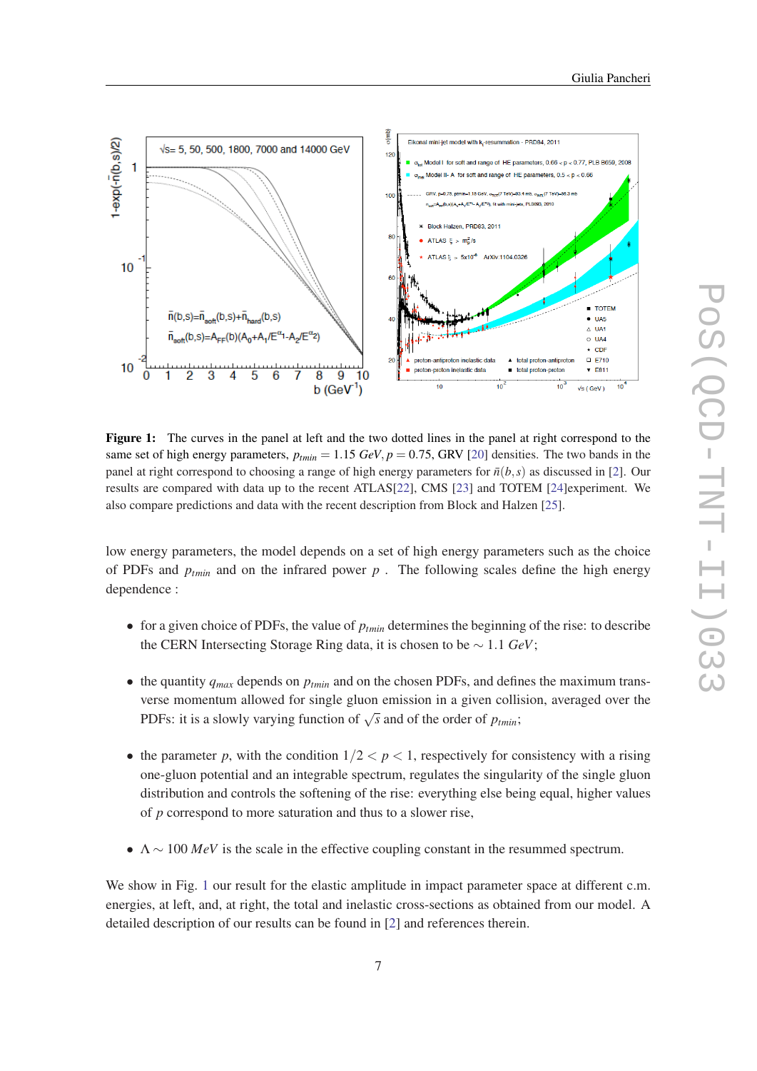**Figure 1:** The curves in the panel at left and the two dotted lines in the panel at right correspond to the same set of high energy parameters, $p_{tmin} = 1.15\ GeV, p = 0.75$, GRV [20] densities. The two bands in the panel at right correspond to choosing a range of high energy parameters for $\bar{n}(b,s)$ as discussed in [2]. Our results are compared with data up to the recent ATLAS[22], CMS [23] and TOTEM [24]experiment. We also compare predictions and data with the recent description from Block and Halzen [25].

low energy parameters, the model depends on a set of high energy parameters such as the choice of PDFs and $p_{tmin}$ and on the infrared power $p$ . The following scales define the high energy dependence :

- for a given choice of PDFs, the value of $p_{tmin}$ determines the beginning of the rise: to describe the CERN Intersecting Storage Ring data, it is chosen to be $\sim 1.1\ GeV$;
- the quantity $q_{max}$ depends on $p_{tmin}$ and on the chosen PDFs, and defines the maximum transverse momentum allowed for single gluon emission in a given collision, averaged over the PDFs: it is a slowly varying function of $\sqrt{s}$ and of the order of $p_{tmin}$;
- the parameter $p$, with the condition $1/2 < p < 1$, respectively for consistency with a rising one-gluon potential and an integrable spectrum, regulates the singularity of the single gluon distribution and controls the softening of the rise: everything else being equal, higher values of $p$ correspond to more saturation and thus to a slower rise,
- $\Lambda \sim 100\ MeV$ is the scale in the effective coupling constant in the resummed spectrum.

We show in Fig. 1 our result for the elastic amplitude in impact parameter space at different c.m. energies, at left, and, at right, the total and inelastic cross-sections as obtained from our model. A detailed description of our results can be found in [2] and references therein.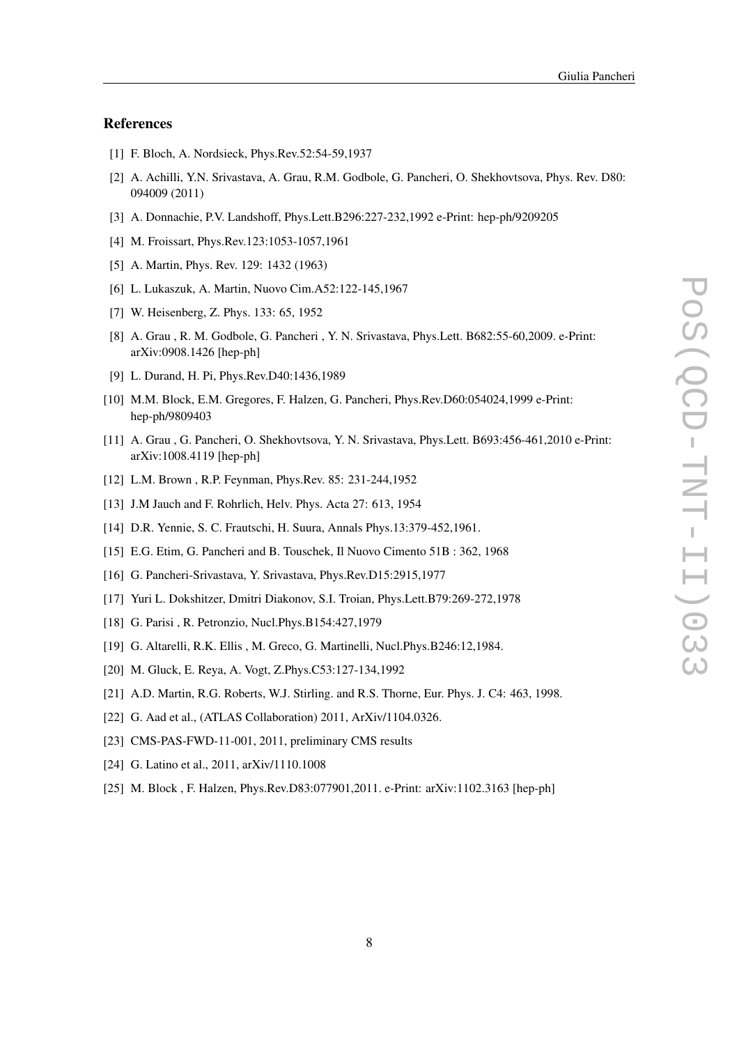## References

[1] F. Bloch, A. Nordsieck, Phys.Rev.52:54-59,1937

[2] A. Achilli, Y.N. Srivastava, A. Grau, R.M. Godbole, G. Pancheri, O. Shekhovtsova, Phys. Rev. D80: 094009 (2011)

[3] A. Donnachie, P.V. Landshoff, Phys.Lett.B296:227-232,1992 e-Print: hep-ph/9209205

[4] M. Froissart, Phys.Rev.123:1053-1057,1961

[5] A. Martin, Phys. Rev. 129: 1432 (1963)

[6] L. Lukaszuk, A. Martin, Nuovo Cim.A52:122-145,1967

[7] W. Heisenberg, Z. Phys. 133: 65, 1952

[8] A. Grau , R. M. Godbole, G. Pancheri , Y. N. Srivastava, Phys.Lett. B682:55-60,2009. e-Print: arXiv:0908.1426 [hep-ph]

[9] L. Durand, H. Pi, Phys.Rev.D40:1436,1989

[10] M.M. Block, E.M. Gregores, F. Halzen, G. Pancheri, Phys.Rev.D60:054024,1999 e-Print: hep-ph/9809403

[11] A. Grau , G. Pancheri, O. Shekhovtsova, Y. N. Srivastava, Phys.Lett. B693:456-461,2010 e-Print: arXiv:1008.4119 [hep-ph]

[12] L.M. Brown , R.P. Feynman, Phys.Rev. 85: 231-244,1952

[13] J.M Jauch and F. Rohrlich, Helv. Phys. Acta 27: 613, 1954

[14] D.R. Yennie, S. C. Frautschi, H. Suura, Annals Phys.13:379-452,1961.

[15] E.G. Etim, G. Pancheri and B. Touschek, Il Nuovo Cimento 51B : 362, 1968

[16] G. Pancheri-Srivastava, Y. Srivastava, Phys.Rev.D15:2915,1977

[17] Yuri L. Dokshitzer, Dmitri Diakonov, S.I. Troian, Phys.Lett.B79:269-272,1978

[18] G. Parisi , R. Petronzio, Nucl.Phys.B154:427,1979

[19] G. Altarelli, R.K. Ellis , M. Greco, G. Martinelli, Nucl.Phys.B246:12,1984.

[20] M. Gluck, E. Reya, A. Vogt, Z.Phys.C53:127-134,1992

[21] A.D. Martin, R.G. Roberts, W.J. Stirling. and R.S. Thorne, Eur. Phys. J. C4: 463, 1998.

[22] G. Aad et al., (ATLAS Collaboration) 2011, ArXiv/1104.0326.

[23] CMS-PAS-FWD-11-001, 2011, preliminary CMS results

[24] G. Latino et al., 2011, arXiv/1110.1008

[25] M. Block , F. Halzen, Phys.Rev.D83:077901,2011. e-Print: arXiv:1102.3163 [hep-ph]